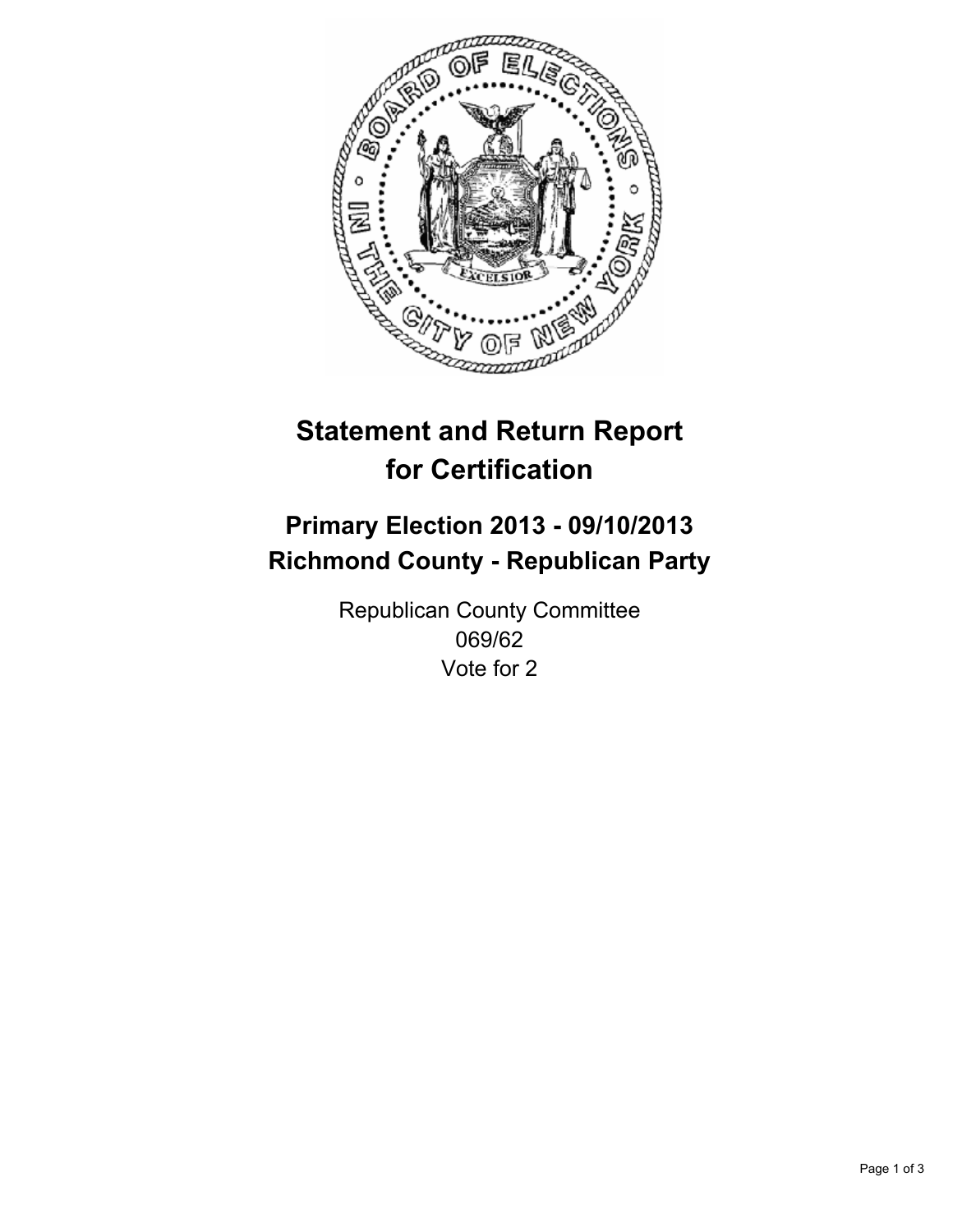# Statement and Return Report for Certification

## Primary Election 2013 - 09/10/2013
## Richmond County - Republican Party

Republican County Committee
069/62
Vote for 2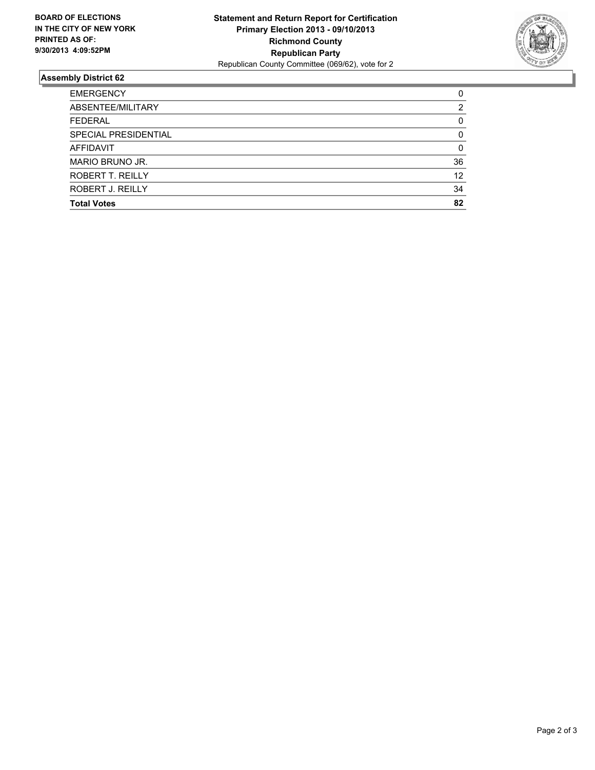**BOARD OF ELECTIONS**
**IN THE CITY OF NEW YORK**
**PRINTED AS OF:**
**9/30/2013 4:09:52PM**

**Statement and Return Report for Certification**
**Primary Election 2013 - 09/10/2013**
**Richmond County**
**Republican Party**
Republican County Committee (069/62), vote for 2

### Assembly District 62

| | |
|---|---|
| EMERGENCY | 0 |
| ABSENTEE/MILITARY | 2 |
| FEDERAL | 0 |
| SPECIAL PRESIDENTIAL | 0 |
| AFFIDAVIT | 0 |
| MARIO BRUNO JR. | 36 |
| ROBERT T. REILLY | 12 |
| ROBERT J. REILLY | 34 |
| **Total Votes** | **82** |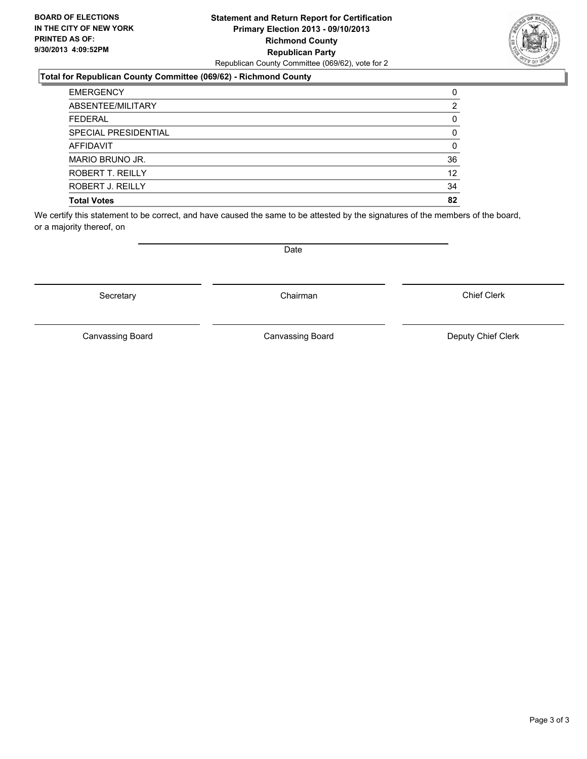**BOARD OF ELECTIONS IN THE CITY OF NEW YORK PRINTED AS OF: 9/30/2013 4:09:52PM**

**Statement and Return Report for Certification**
**Primary Election 2013 - 09/10/2013**
**Richmond County**
**Republican Party**
Republican County Committee (069/62), vote for 2

**Total for Republican County Committee (069/62) - Richmond County**

| | |
|---|---|
| EMERGENCY | 0 |
| ABSENTEE/MILITARY | 2 |
| FEDERAL | 0 |
| SPECIAL PRESIDENTIAL | 0 |
| AFFIDAVIT | 0 |
| MARIO BRUNO JR. | 36 |
| ROBERT T. REILLY | 12 |
| ROBERT J. REILLY | 34 |
| **Total Votes** | **82** |

We certify this statement to be correct, and have caused the same to be attested by the signatures of the members of the board, or a majority thereof, on

Date

Secretary | Chairman | Chief Clerk

Canvassing Board | Canvassing Board | Deputy Chief Clerk